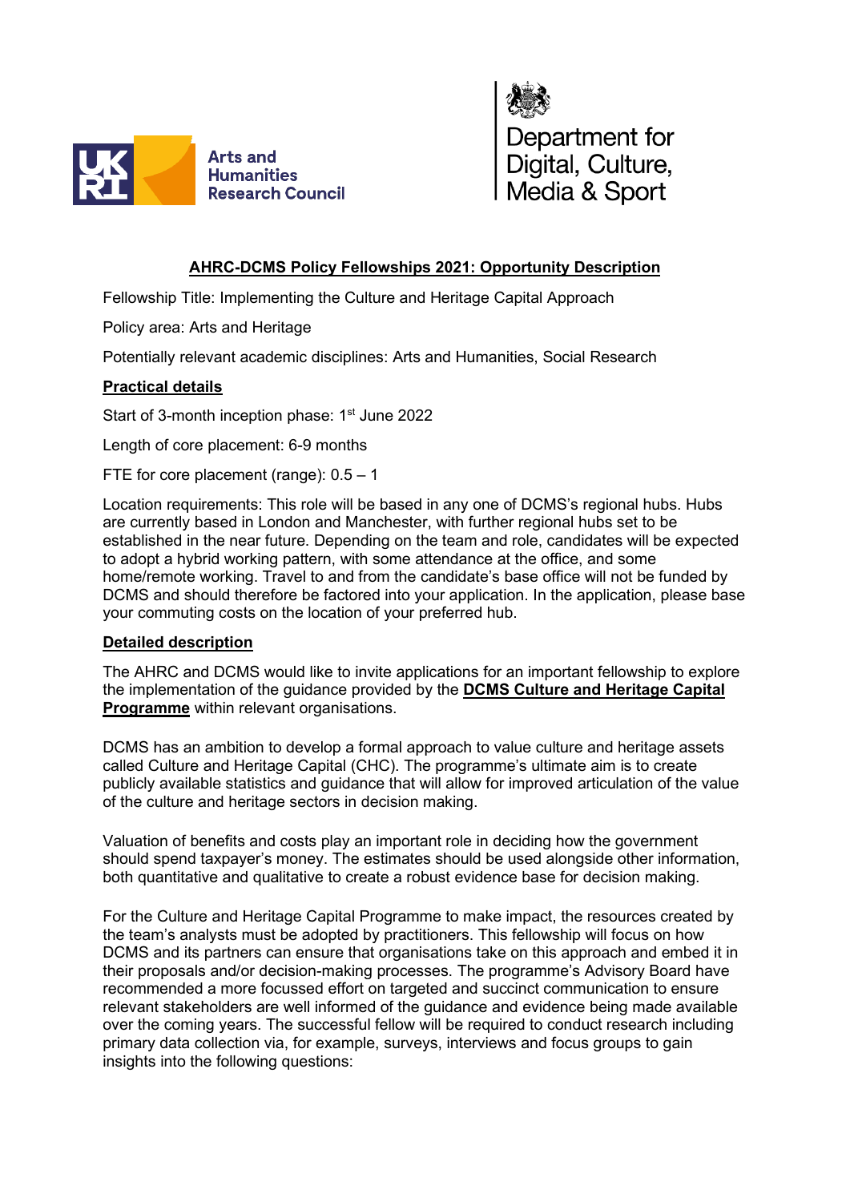## AHRC-DCMS Policy Fellowships 2021: Opportunity Description

Fellowship Title: Implementing the Culture and Heritage Capital Approach

Policy area: Arts and Heritage

Potentially relevant academic disciplines: Arts and Humanities, Social Research

### Practical details

Start of 3-month inception phase: 1st June 2022

Length of core placement: 6-9 months

FTE for core placement (range): 0.5 – 1

Location requirements: This role will be based in any one of DCMS's regional hubs. Hubs are currently based in London and Manchester, with further regional hubs set to be established in the near future. Depending on the team and role, candidates will be expected to adopt a hybrid working pattern, with some attendance at the office, and some home/remote working. Travel to and from the candidate's base office will not be funded by DCMS and should therefore be factored into your application. In the application, please base your commuting costs on the location of your preferred hub.

### Detailed description

The AHRC and DCMS would like to invite applications for an important fellowship to explore the implementation of the guidance provided by the **DCMS Culture and Heritage Capital Programme** within relevant organisations.

DCMS has an ambition to develop a formal approach to value culture and heritage assets called Culture and Heritage Capital (CHC). The programme's ultimate aim is to create publicly available statistics and guidance that will allow for improved articulation of the value of the culture and heritage sectors in decision making.

Valuation of benefits and costs play an important role in deciding how the government should spend taxpayer's money. The estimates should be used alongside other information, both quantitative and qualitative to create a robust evidence base for decision making.

For the Culture and Heritage Capital Programme to make impact, the resources created by the team's analysts must be adopted by practitioners. This fellowship will focus on how DCMS and its partners can ensure that organisations take on this approach and embed it in their proposals and/or decision-making processes. The programme's Advisory Board have recommended a more focussed effort on targeted and succinct communication to ensure relevant stakeholders are well informed of the guidance and evidence being made available over the coming years. The successful fellow will be required to conduct research including primary data collection via, for example, surveys, interviews and focus groups to gain insights into the following questions: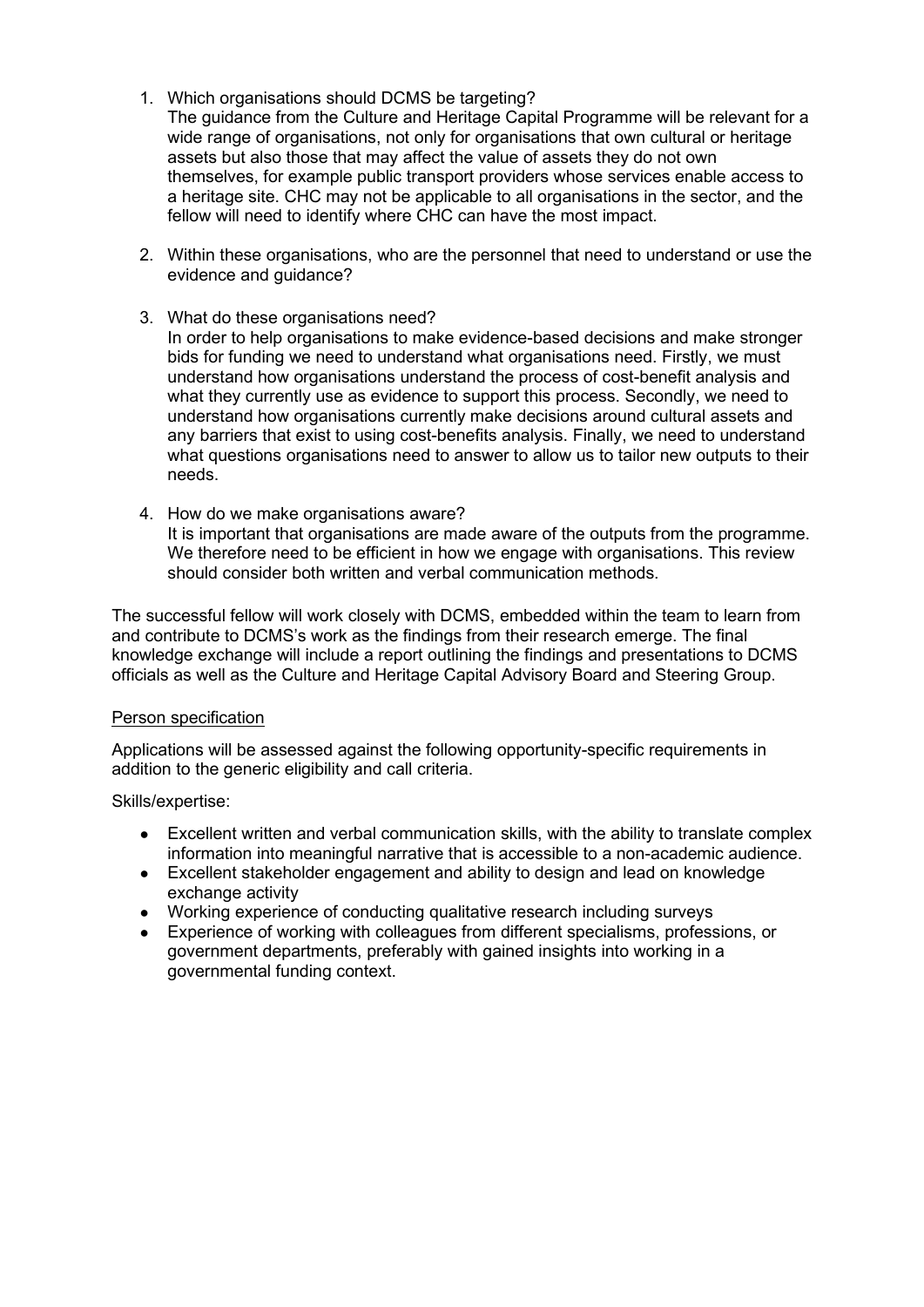1. Which organisations should DCMS be targeting?
   The guidance from the Culture and Heritage Capital Programme will be relevant for a wide range of organisations, not only for organisations that own cultural or heritage assets but also those that may affect the value of assets they do not own themselves, for example public transport providers whose services enable access to a heritage site. CHC may not be applicable to all organisations in the sector, and the fellow will need to identify where CHC can have the most impact.

2. Within these organisations, who are the personnel that need to understand or use the evidence and guidance?

3. What do these organisations need?
   In order to help organisations to make evidence-based decisions and make stronger bids for funding we need to understand what organisations need. Firstly, we must understand how organisations understand the process of cost-benefit analysis and what they currently use as evidence to support this process. Secondly, we need to understand how organisations currently make decisions around cultural assets and any barriers that exist to using cost-benefits analysis. Finally, we need to understand what questions organisations need to answer to allow us to tailor new outputs to their needs.

4. How do we make organisations aware?
   It is important that organisations are made aware of the outputs from the programme. We therefore need to be efficient in how we engage with organisations. This review should consider both written and verbal communication methods.

The successful fellow will work closely with DCMS, embedded within the team to learn from and contribute to DCMS's work as the findings from their research emerge. The final knowledge exchange will include a report outlining the findings and presentations to DCMS officials as well as the Culture and Heritage Capital Advisory Board and Steering Group.

<u>Person specification</u>

Applications will be assessed against the following opportunity-specific requirements in addition to the generic eligibility and call criteria.

Skills/expertise:

- Excellent written and verbal communication skills, with the ability to translate complex information into meaningful narrative that is accessible to a non-academic audience.
- Excellent stakeholder engagement and ability to design and lead on knowledge exchange activity
- Working experience of conducting qualitative research including surveys
- Experience of working with colleagues from different specialisms, professions, or government departments, preferably with gained insights into working in a governmental funding context.